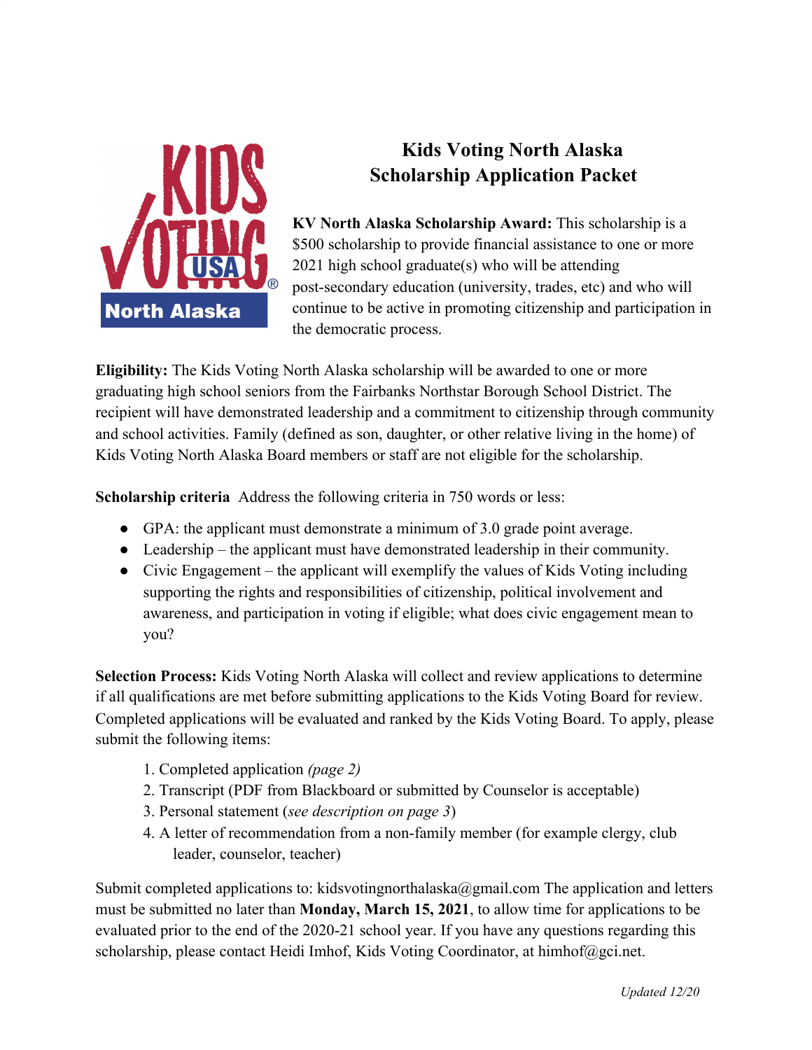# Kids Voting North Alaska
# Scholarship Application Packet

**KV North Alaska Scholarship Award:** This scholarship is a $500 scholarship to provide financial assistance to one or more 2021 high school graduate(s) who will be attending post-secondary education (university, trades, etc) and who will continue to be active in promoting citizenship and participation in the democratic process.

**Eligibility:** The Kids Voting North Alaska scholarship will be awarded to one or more graduating high school seniors from the Fairbanks Northstar Borough School District. The recipient will have demonstrated leadership and a commitment to citizenship through community and school activities. Family (defined as son, daughter, or other relative living in the home) of Kids Voting North Alaska Board members or staff are not eligible for the scholarship.

**Scholarship criteria** Address the following criteria in 750 words or less:

- GPA: the applicant must demonstrate a minimum of 3.0 grade point average.
- Leadership – the applicant must have demonstrated leadership in their community.
- Civic Engagement – the applicant will exemplify the values of Kids Voting including supporting the rights and responsibilities of citizenship, political involvement and awareness, and participation in voting if eligible; what does civic engagement mean to you?

**Selection Process:** Kids Voting North Alaska will collect and review applications to determine if all qualifications are met before submitting applications to the Kids Voting Board for review. Completed applications will be evaluated and ranked by the Kids Voting Board. To apply, please submit the following items:

1. Completed application *(page 2)*
2. Transcript (PDF from Blackboard or submitted by Counselor is acceptable)
3. Personal statement (*see description on page 3*)
4. A letter of recommendation from a non-family member (for example clergy, club leader, counselor, teacher)

Submit completed applications to: kidsvotingnorthalaska@gmail.com The application and letters must be submitted no later than **Monday, March 15, 2021**, to allow time for applications to be evaluated prior to the end of the 2020-21 school year. If you have any questions regarding this scholarship, please contact Heidi Imhof, Kids Voting Coordinator, at himhof@gci.net.

*Updated 12/20*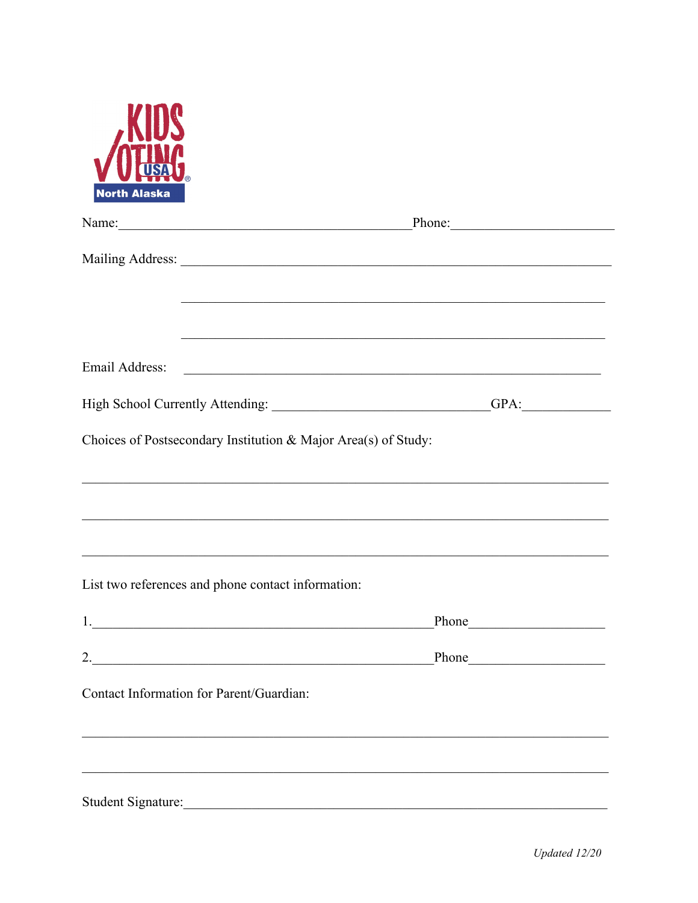KIDS VOTING USA
North Alaska

Name:_____________________________________________Phone:________________________

Mailing Address: _________________________________________________________________

_______________________________________________________________

_______________________________________________________________

Email Address: _______________________________________________________________

High School Currently Attending: _________________________________GPA:_____________

Choices of Postsecondary Institution & Major Area(s) of Study:

_______________________________________________________________________________

_______________________________________________________________________________

_______________________________________________________________________________

List two references and phone contact information:

1.___________________________________________________Phone____________________

2.___________________________________________________Phone____________________

Contact Information for Parent/Guardian:

_______________________________________________________________________________

_______________________________________________________________________________

Student Signature:________________________________________________________________

*Updated 12/20*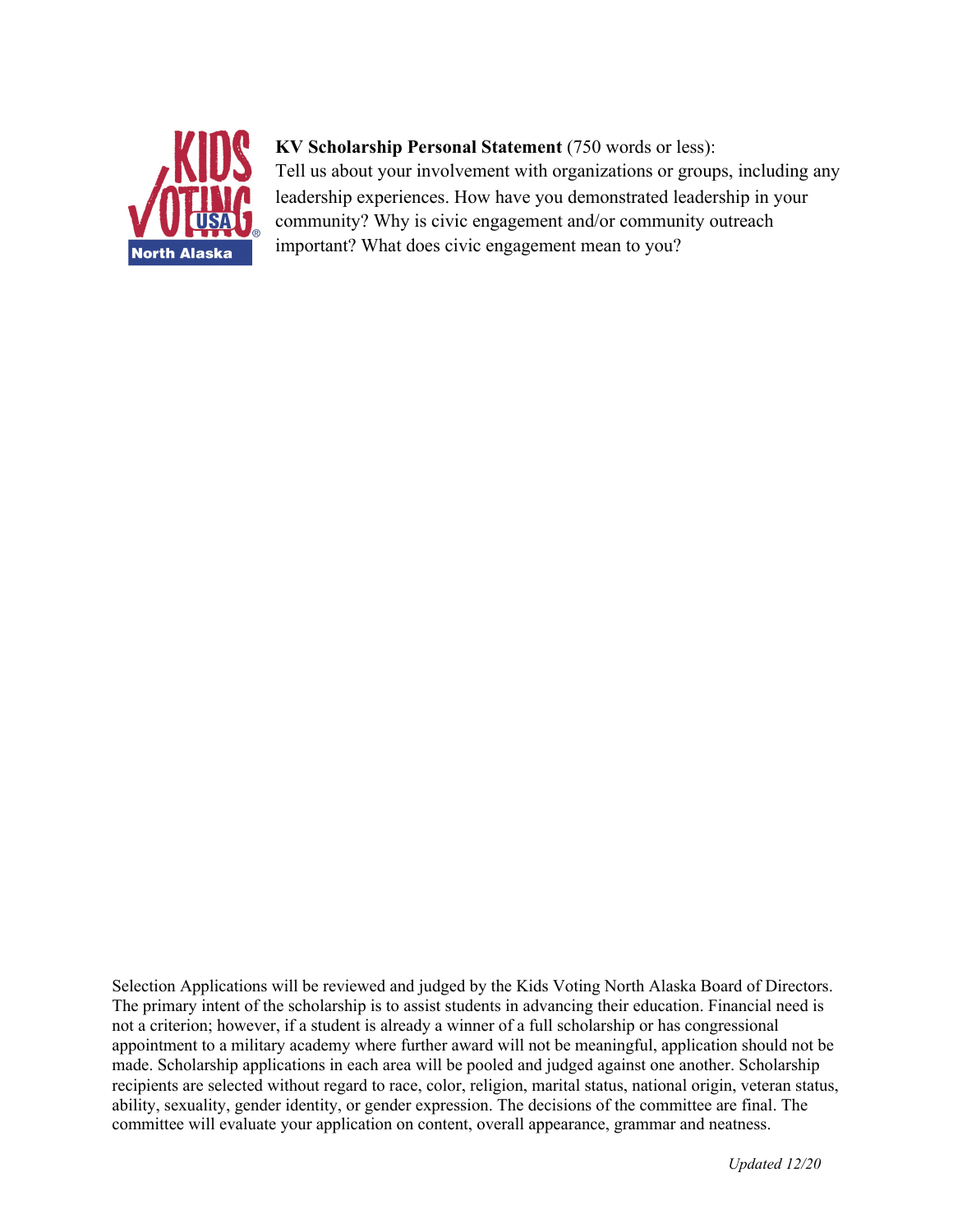**KV Scholarship Personal Statement** (750 words or less):
Tell us about your involvement with organizations or groups, including any leadership experiences. How have you demonstrated leadership in your community? Why is civic engagement and/or community outreach important? What does civic engagement mean to you?

Selection Applications will be reviewed and judged by the Kids Voting North Alaska Board of Directors. The primary intent of the scholarship is to assist students in advancing their education. Financial need is not a criterion; however, if a student is already a winner of a full scholarship or has congressional appointment to a military academy where further award will not be meaningful, application should not be made. Scholarship applications in each area will be pooled and judged against one another. Scholarship recipients are selected without regard to race, color, religion, marital status, national origin, veteran status, ability, sexuality, gender identity, or gender expression. The decisions of the committee are final. The committee will evaluate your application on content, overall appearance, grammar and neatness.

*Updated 12/20*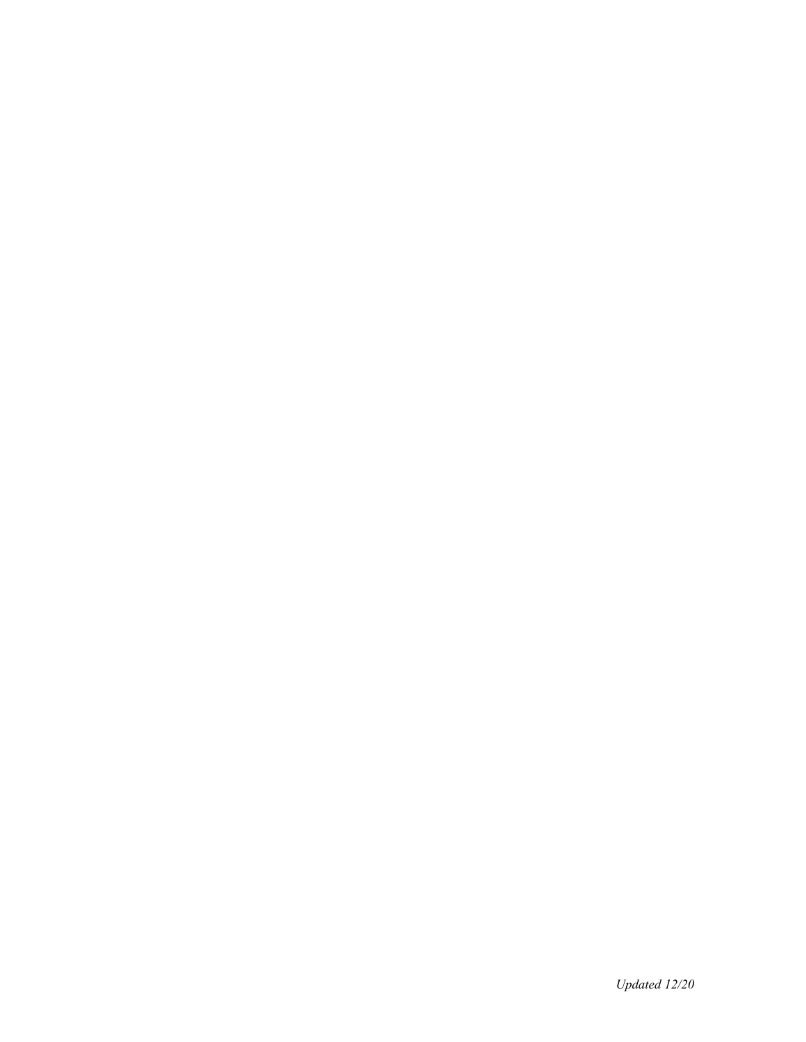*Updated 12/20*